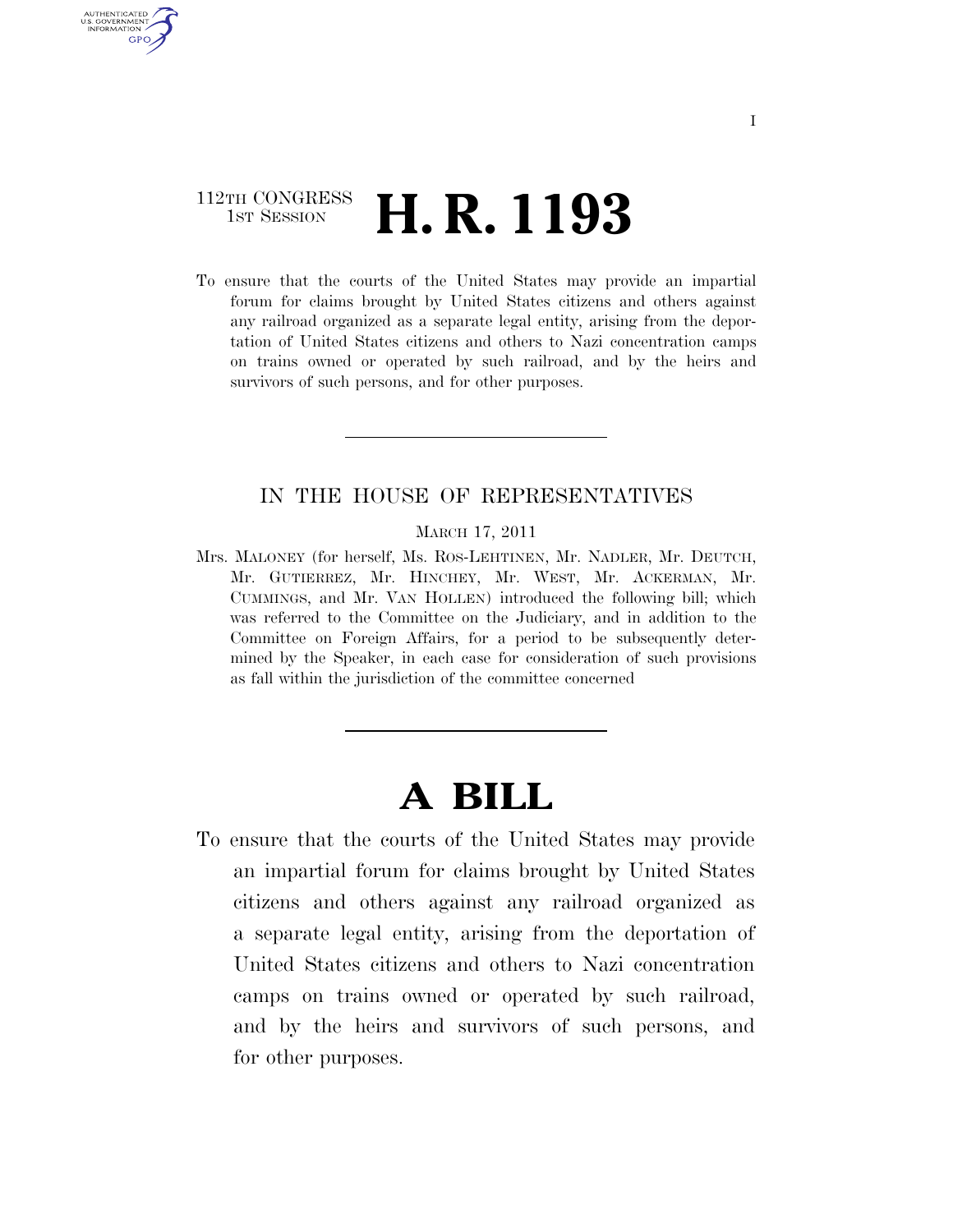112TH CONGRESS
1ST SESSION

# H. R. 1193

To ensure that the courts of the United States may provide an impartial forum for claims brought by United States citizens and others against any railroad organized as a separate legal entity, arising from the deportation of United States citizens and others to Nazi concentration camps on trains owned or operated by such railroad, and by the heirs and survivors of such persons, and for other purposes.

---

IN THE HOUSE OF REPRESENTATIVES

MARCH 17, 2011

Mrs. MALONEY (for herself, Ms. ROS-LEHTINEN, Mr. NADLER, Mr. DEUTCH, Mr. GUTIERREZ, Mr. HINCHEY, Mr. WEST, Mr. ACKERMAN, Mr. CUMMINGS, and Mr. VAN HOLLEN) introduced the following bill; which was referred to the Committee on the Judiciary, and in addition to the Committee on Foreign Affairs, for a period to be subsequently determined by the Speaker, in each case for consideration of such provisions as fall within the jurisdiction of the committee concerned

---

# A BILL

To ensure that the courts of the United States may provide an impartial forum for claims brought by United States citizens and others against any railroad organized as a separate legal entity, arising from the deportation of United States citizens and others to Nazi concentration camps on trains owned or operated by such railroad, and by the heirs and survivors of such persons, and for other purposes.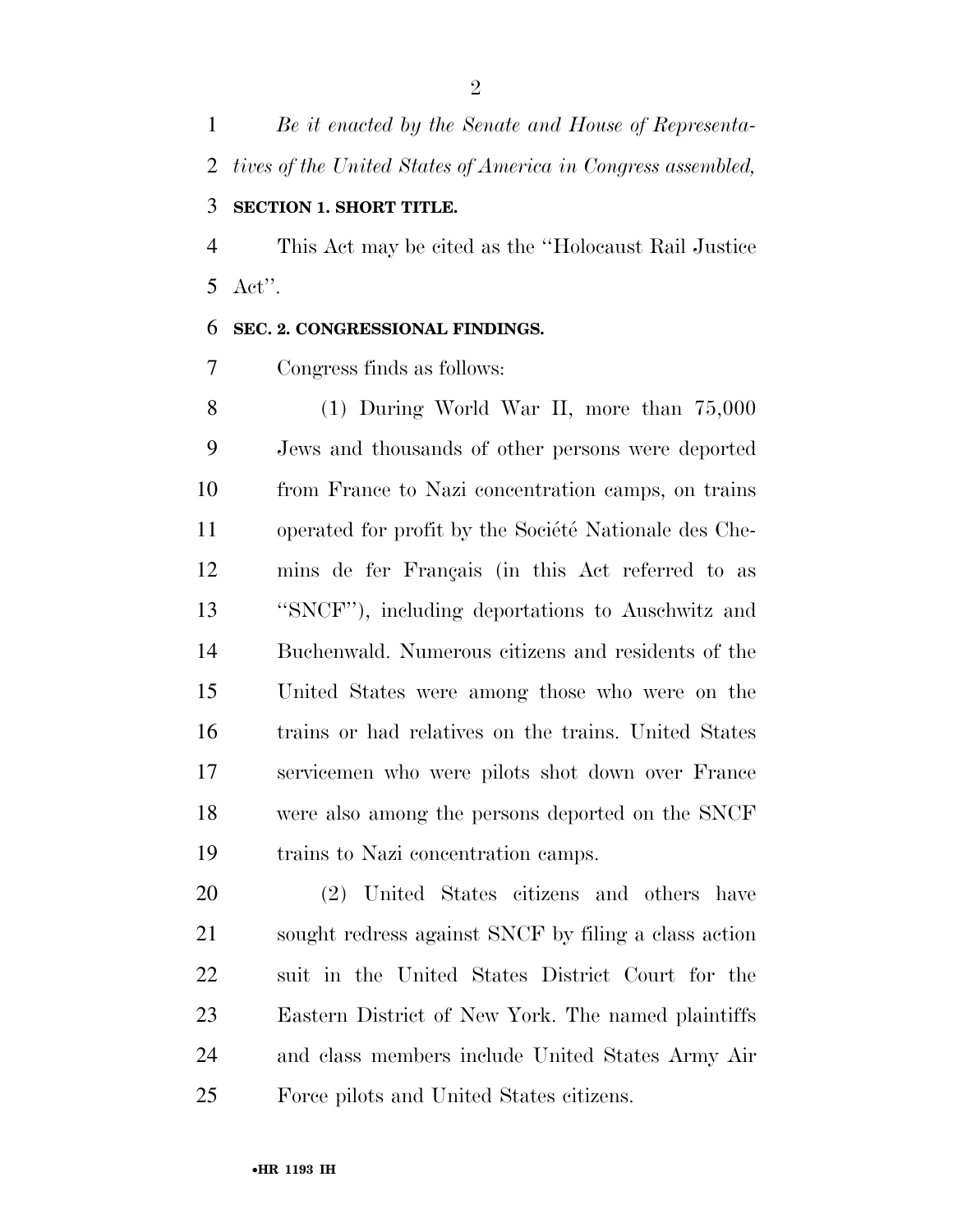*Be it enacted by the Senate and House of Representatives of the United States of America in Congress assembled,*

**SECTION 1. SHORT TITLE.**

This Act may be cited as the ''Holocaust Rail Justice Act''.

**SEC. 2. CONGRESSIONAL FINDINGS.**

Congress finds as follows:

(1) During World War II, more than 75,000 Jews and thousands of other persons were deported from France to Nazi concentration camps, on trains operated for profit by the Société Nationale des Chemins de fer Français (in this Act referred to as ''SNCF''), including deportations to Auschwitz and Buchenwald. Numerous citizens and residents of the United States were among those who were on the trains or had relatives on the trains. United States servicemen who were pilots shot down over France were also among the persons deported on the SNCF trains to Nazi concentration camps.

(2) United States citizens and others have sought redress against SNCF by filing a class action suit in the United States District Court for the Eastern District of New York. The named plaintiffs and class members include United States Army Air Force pilots and United States citizens.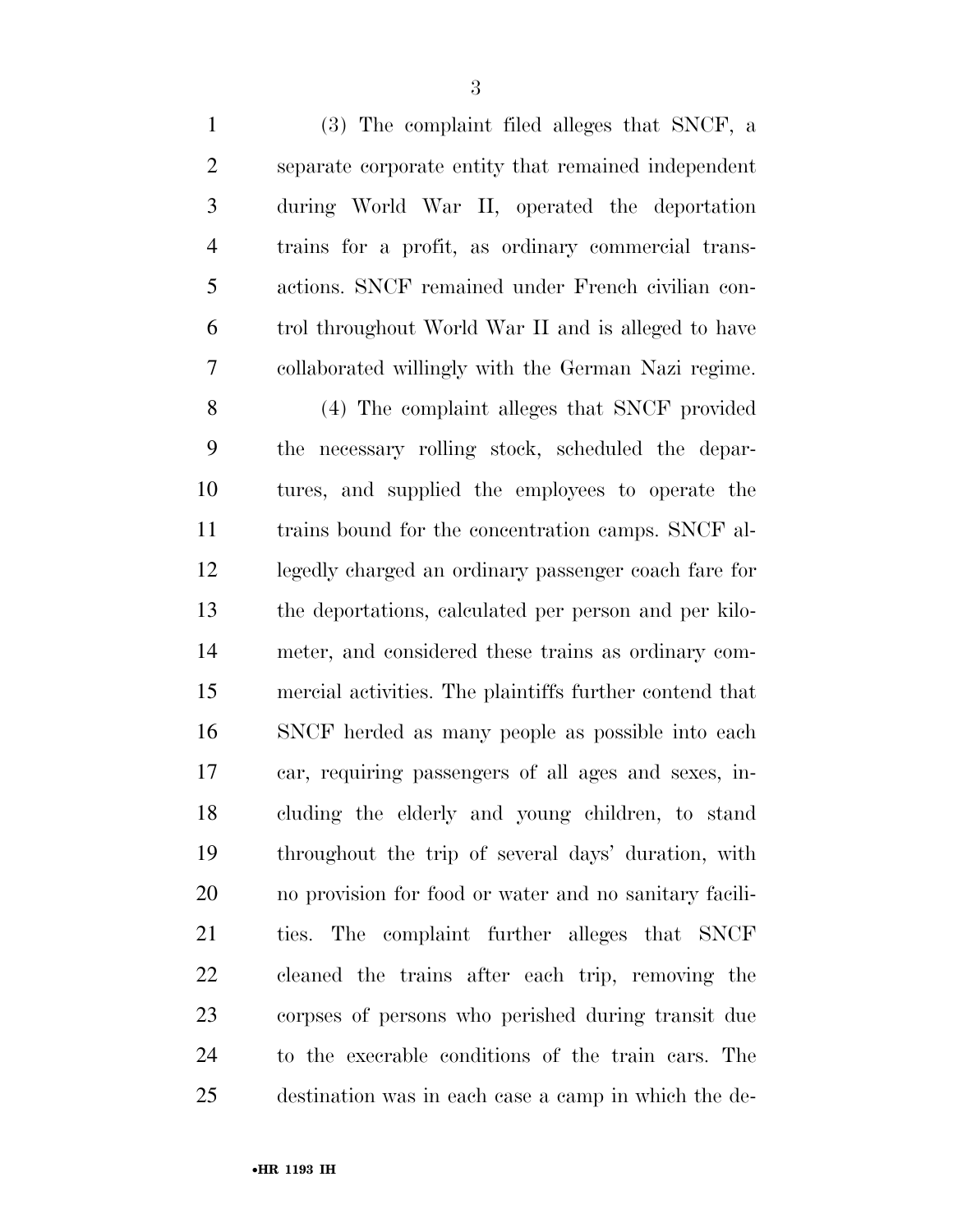(3) The complaint filed alleges that SNCF, a separate corporate entity that remained independent during World War II, operated the deportation trains for a profit, as ordinary commercial transactions. SNCF remained under French civilian control throughout World War II and is alleged to have collaborated willingly with the German Nazi regime.

(4) The complaint alleges that SNCF provided the necessary rolling stock, scheduled the departures, and supplied the employees to operate the trains bound for the concentration camps. SNCF allegedly charged an ordinary passenger coach fare for the deportations, calculated per person and per kilometer, and considered these trains as ordinary commercial activities. The plaintiffs further contend that SNCF herded as many people as possible into each car, requiring passengers of all ages and sexes, including the elderly and young children, to stand throughout the trip of several days' duration, with no provision for food or water and no sanitary facilities. The complaint further alleges that SNCF cleaned the trains after each trip, removing the corpses of persons who perished during transit due to the execrable conditions of the train cars. The destination was in each case a camp in which the de-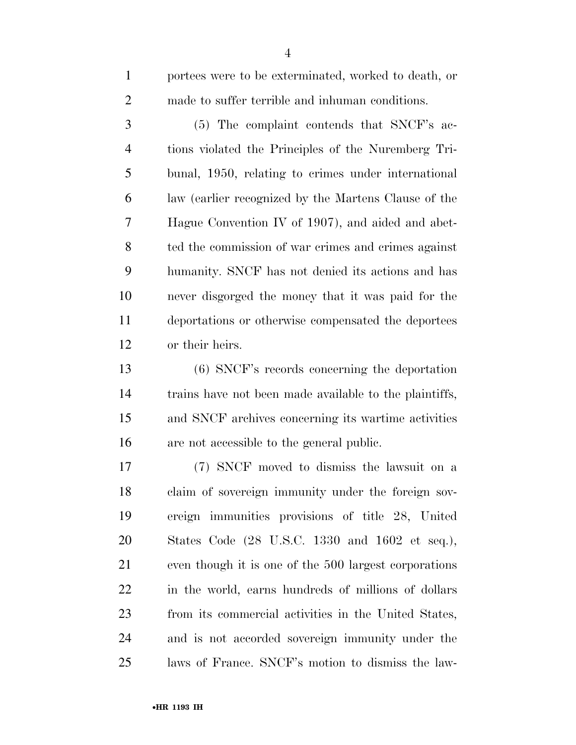portees were to be exterminated, worked to death, or made to suffer terrible and inhuman conditions.

(5) The complaint contends that SNCF's actions violated the Principles of the Nuremberg Tribunal, 1950, relating to crimes under international law (earlier recognized by the Martens Clause of the Hague Convention IV of 1907), and aided and abetted the commission of war crimes and crimes against humanity. SNCF has not denied its actions and has never disgorged the money that it was paid for the deportations or otherwise compensated the deportees or their heirs.

(6) SNCF's records concerning the deportation trains have not been made available to the plaintiffs, and SNCF archives concerning its wartime activities are not accessible to the general public.

(7) SNCF moved to dismiss the lawsuit on a claim of sovereign immunity under the foreign sovereign immunities provisions of title 28, United States Code (28 U.S.C. 1330 and 1602 et seq.), even though it is one of the 500 largest corporations in the world, earns hundreds of millions of dollars from its commercial activities in the United States, and is not accorded sovereign immunity under the laws of France. SNCF's motion to dismiss the law-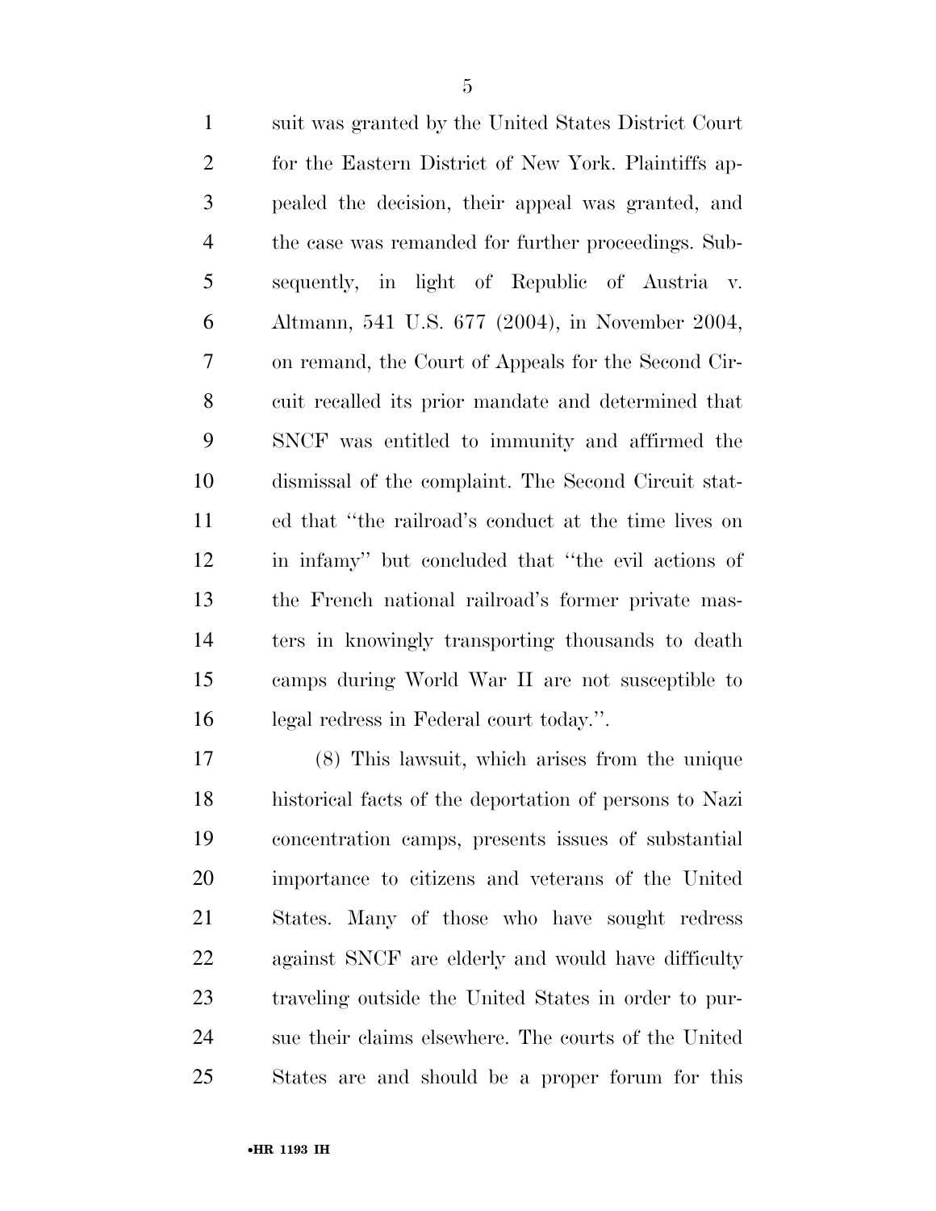suit was granted by the United States District Court for the Eastern District of New York. Plaintiffs appealed the decision, their appeal was granted, and the case was remanded for further proceedings. Subsequently, in light of Republic of Austria v. Altmann, 541 U.S. 677 (2004), in November 2004, on remand, the Court of Appeals for the Second Circuit recalled its prior mandate and determined that SNCF was entitled to immunity and affirmed the dismissal of the complaint. The Second Circuit stated that ''the railroad's conduct at the time lives on in infamy'' but concluded that ''the evil actions of the French national railroad's former private masters in knowingly transporting thousands to death camps during World War II are not susceptible to legal redress in Federal court today.''.

(8) This lawsuit, which arises from the unique historical facts of the deportation of persons to Nazi concentration camps, presents issues of substantial importance to citizens and veterans of the United States. Many of those who have sought redress against SNCF are elderly and would have difficulty traveling outside the United States in order to pursue their claims elsewhere. The courts of the United States are and should be a proper forum for this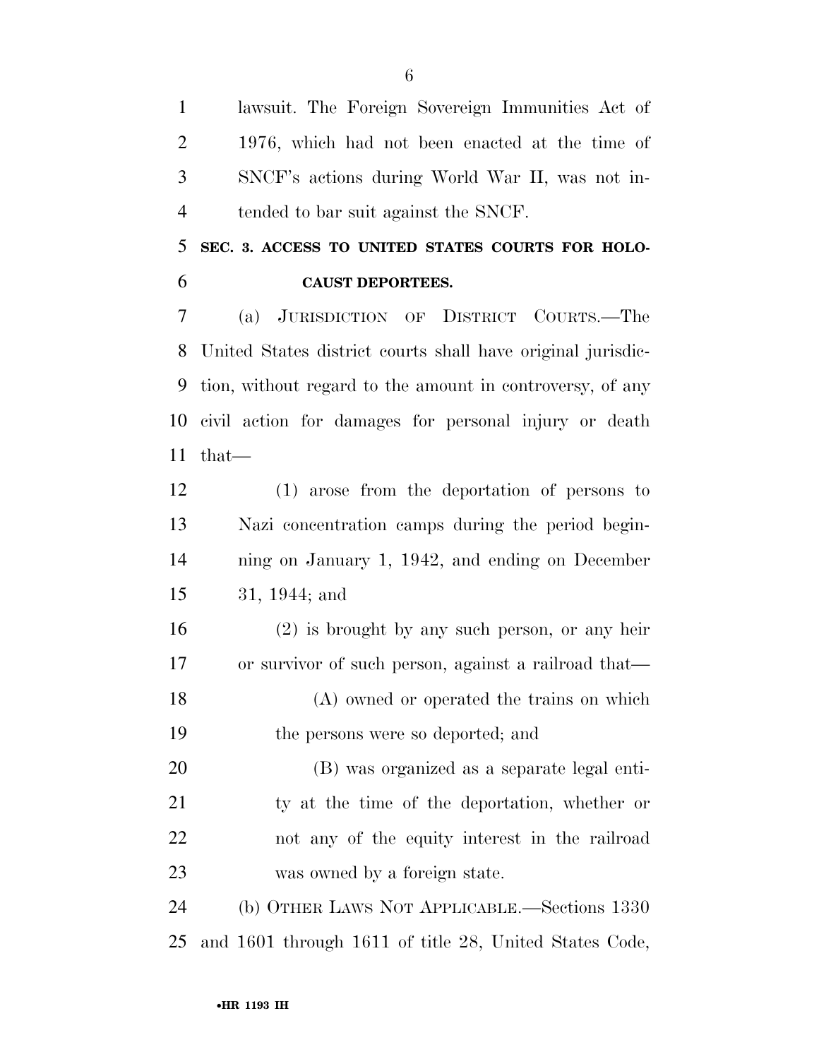lawsuit. The Foreign Sovereign Immunities Act of 1976, which had not been enacted at the time of SNCF's actions during World War II, was not intended to bar suit against the SNCF.

**SEC. 3. ACCESS TO UNITED STATES COURTS FOR HOLOCAUST DEPORTEES.**

(a) JURISDICTION OF DISTRICT COURTS.—The United States district courts shall have original jurisdiction, without regard to the amount in controversy, of any civil action for damages for personal injury or death that—

(1) arose from the deportation of persons to Nazi concentration camps during the period beginning on January 1, 1942, and ending on December 31, 1944; and

(2) is brought by any such person, or any heir or survivor of such person, against a railroad that—

(A) owned or operated the trains on which the persons were so deported; and

(B) was organized as a separate legal entity at the time of the deportation, whether or not any of the equity interest in the railroad was owned by a foreign state.

(b) OTHER LAWS NOT APPLICABLE.—Sections 1330 and 1601 through 1611 of title 28, United States Code,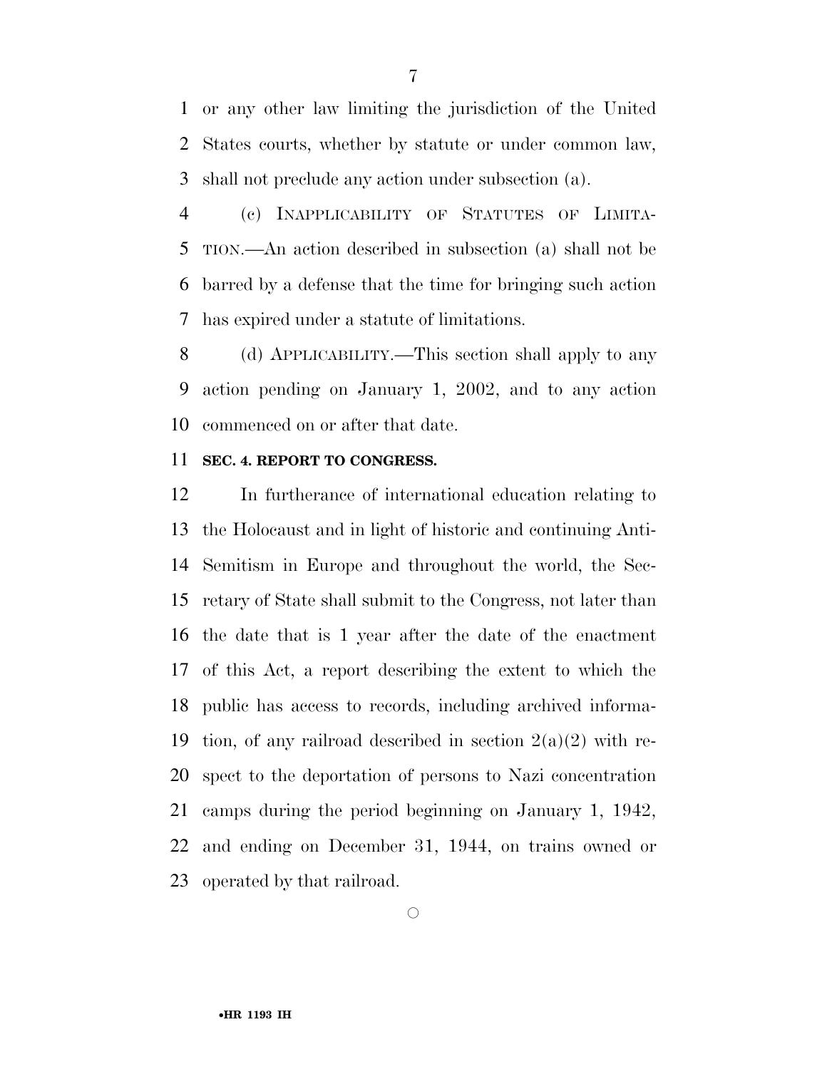or any other law limiting the jurisdiction of the United States courts, whether by statute or under common law, shall not preclude any action under subsection (a).

(c) INAPPLICABILITY OF STATUTES OF LIMITATION.—An action described in subsection (a) shall not be barred by a defense that the time for bringing such action has expired under a statute of limitations.

(d) APPLICABILITY.—This section shall apply to any action pending on January 1, 2002, and to any action commenced on or after that date.

**SEC. 4. REPORT TO CONGRESS.**

In furtherance of international education relating to the Holocaust and in light of historic and continuing Anti-Semitism in Europe and throughout the world, the Secretary of State shall submit to the Congress, not later than the date that is 1 year after the date of the enactment of this Act, a report describing the extent to which the public has access to records, including archived information, of any railroad described in section 2(a)(2) with respect to the deportation of persons to Nazi concentration camps during the period beginning on January 1, 1942, and ending on December 31, 1944, on trains owned or operated by that railroad.

○